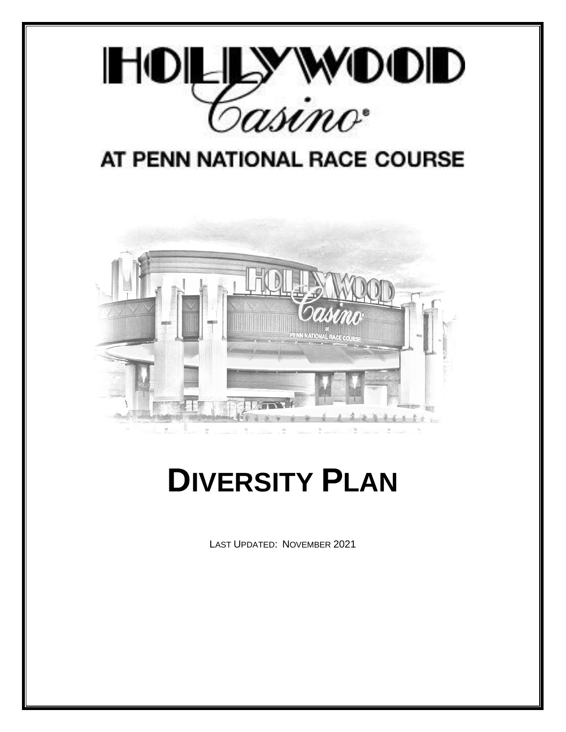# HOLLYWOOD Casino®

## AT PENN NATIONAL RACE COURSE

# DIVERSITY PLAN

LAST UPDATED: NOVEMBER 2021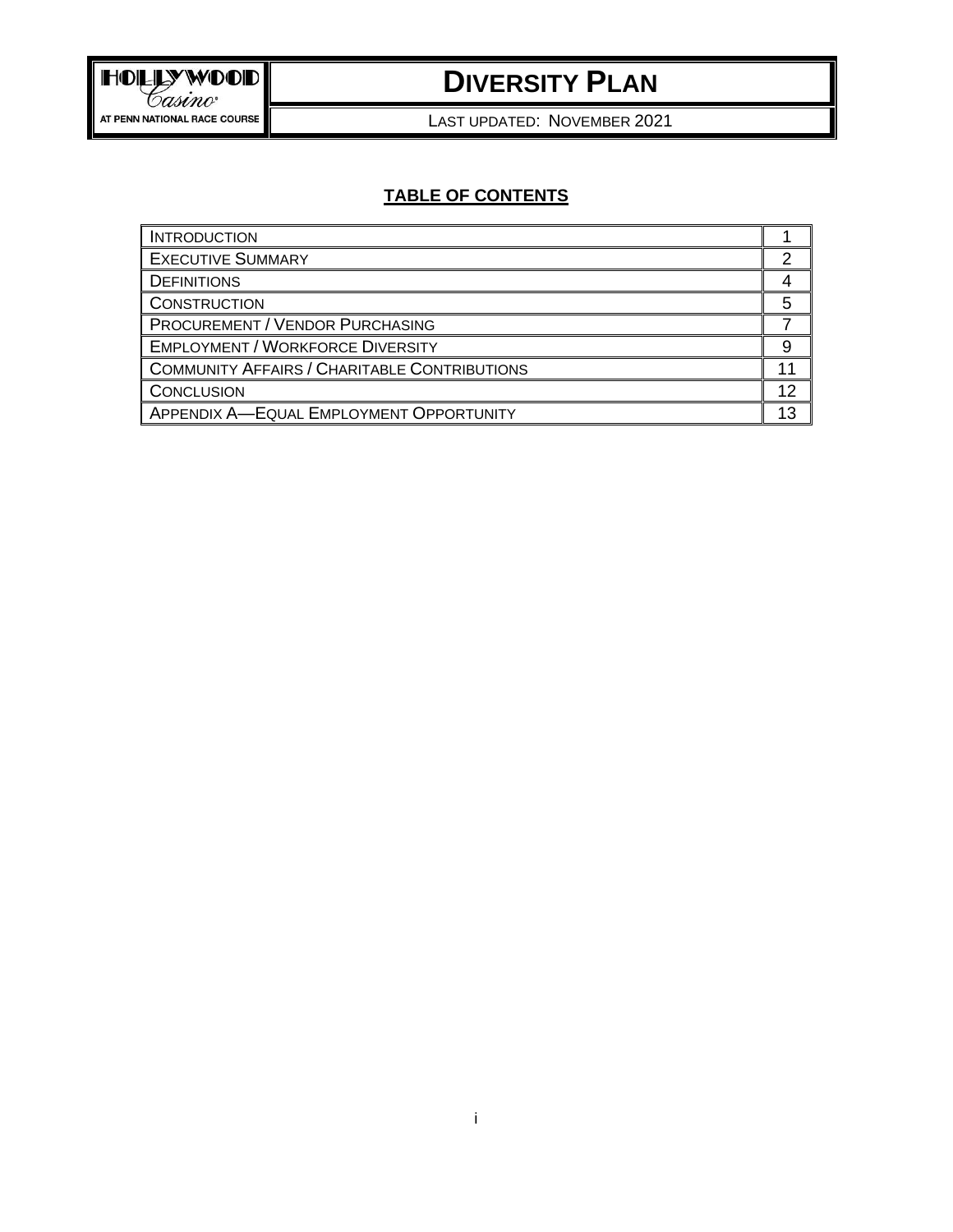# DIVERSITY PLAN

LAST UPDATED: NOVEMBER 2021

## TABLE OF CONTENTS

| | |
|---|---|
| INTRODUCTION | 1 |
| EXECUTIVE SUMMARY | 2 |
| DEFINITIONS | 4 |
| CONSTRUCTION | 5 |
| PROCUREMENT / VENDOR PURCHASING | 7 |
| EMPLOYMENT / WORKFORCE DIVERSITY | 9 |
| COMMUNITY AFFAIRS / CHARITABLE CONTRIBUTIONS | 11 |
| CONCLUSION | 12 |
| APPENDIX A—EQUAL EMPLOYMENT OPPORTUNITY | 13 |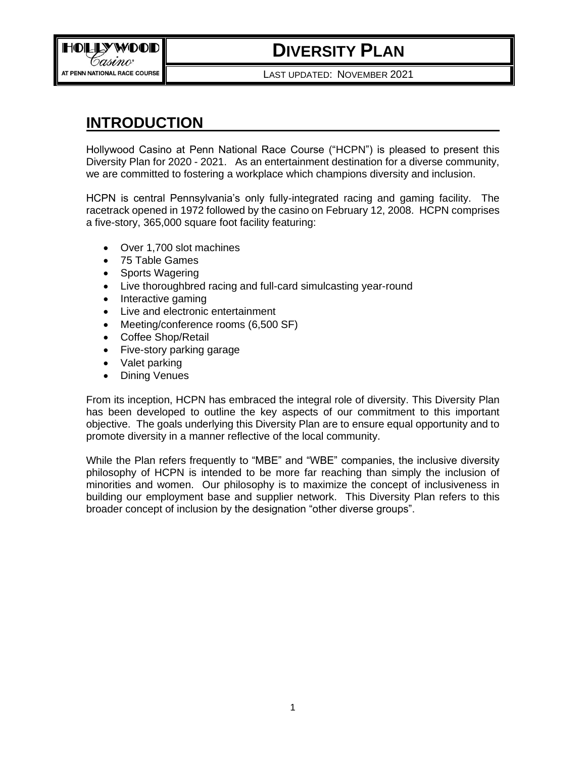## INTRODUCTION

Hollywood Casino at Penn National Race Course ("HCPN") is pleased to present this Diversity Plan for 2020 - 2021. As an entertainment destination for a diverse community, we are committed to fostering a workplace which champions diversity and inclusion.

HCPN is central Pennsylvania's only fully-integrated racing and gaming facility. The racetrack opened in 1972 followed by the casino on February 12, 2008. HCPN comprises a five-story, 365,000 square foot facility featuring:

- Over 1,700 slot machines
- 75 Table Games
- Sports Wagering
- Live thoroughbred racing and full-card simulcasting year-round
- Interactive gaming
- Live and electronic entertainment
- Meeting/conference rooms (6,500 SF)
- Coffee Shop/Retail
- Five-story parking garage
- Valet parking
- Dining Venues

From its inception, HCPN has embraced the integral role of diversity. This Diversity Plan has been developed to outline the key aspects of our commitment to this important objective. The goals underlying this Diversity Plan are to ensure equal opportunity and to promote diversity in a manner reflective of the local community.

While the Plan refers frequently to "MBE" and "WBE" companies, the inclusive diversity philosophy of HCPN is intended to be more far reaching than simply the inclusion of minorities and women. Our philosophy is to maximize the concept of inclusiveness in building our employment base and supplier network. This Diversity Plan refers to this broader concept of inclusion by the designation "other diverse groups".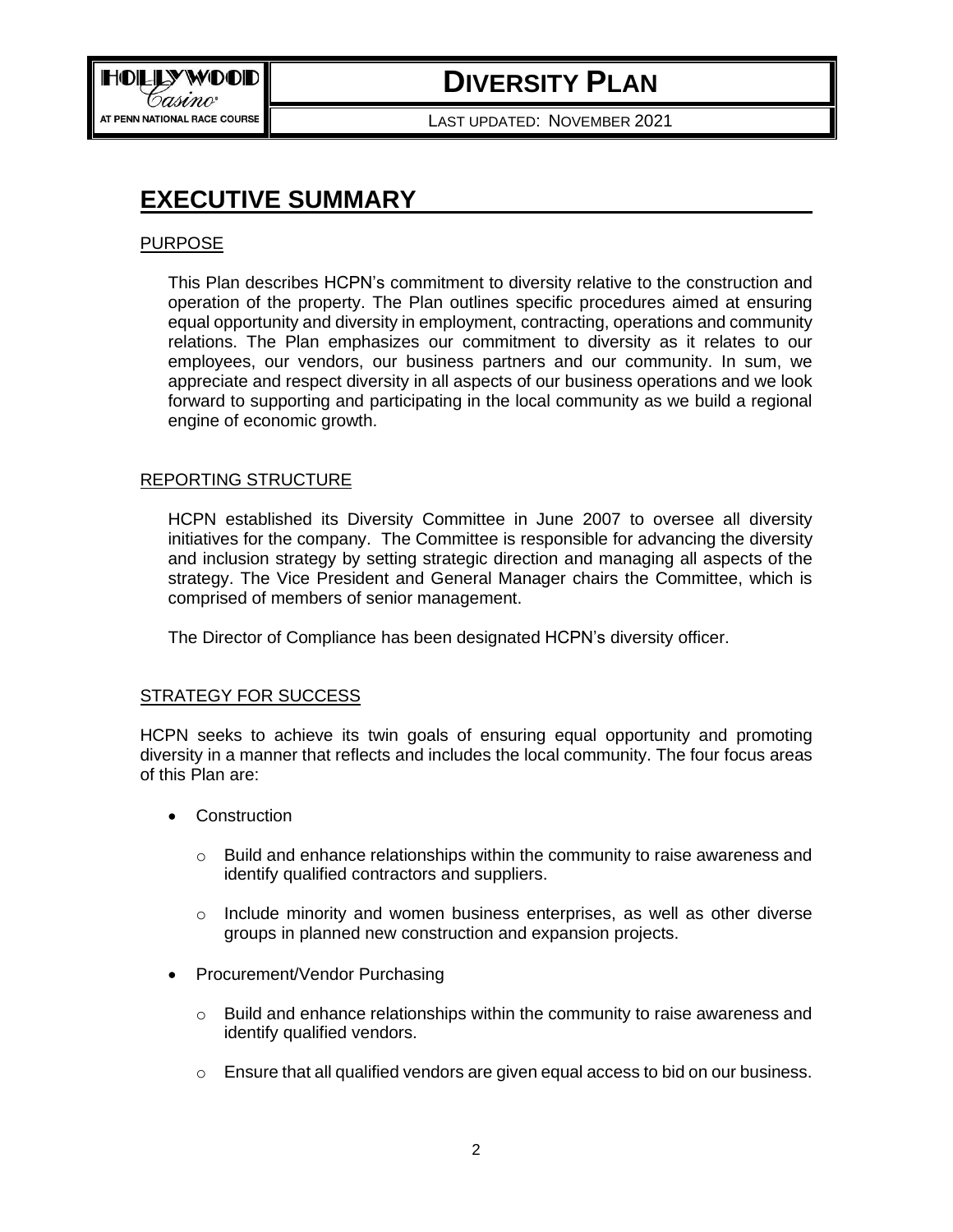# EXECUTIVE SUMMARY

## PURPOSE

This Plan describes HCPN's commitment to diversity relative to the construction and operation of the property. The Plan outlines specific procedures aimed at ensuring equal opportunity and diversity in employment, contracting, operations and community relations. The Plan emphasizes our commitment to diversity as it relates to our employees, our vendors, our business partners and our community. In sum, we appreciate and respect diversity in all aspects of our business operations and we look forward to supporting and participating in the local community as we build a regional engine of economic growth.

## REPORTING STRUCTURE

HCPN established its Diversity Committee in June 2007 to oversee all diversity initiatives for the company. The Committee is responsible for advancing the diversity and inclusion strategy by setting strategic direction and managing all aspects of the strategy. The Vice President and General Manager chairs the Committee, which is comprised of members of senior management.

The Director of Compliance has been designated HCPN's diversity officer.

## STRATEGY FOR SUCCESS

HCPN seeks to achieve its twin goals of ensuring equal opportunity and promoting diversity in a manner that reflects and includes the local community. The four focus areas of this Plan are:

- Construction
  - Build and enhance relationships within the community to raise awareness and identify qualified contractors and suppliers.
  - Include minority and women business enterprises, as well as other diverse groups in planned new construction and expansion projects.
- Procurement/Vendor Purchasing
  - Build and enhance relationships within the community to raise awareness and identify qualified vendors.
  - Ensure that all qualified vendors are given equal access to bid on our business.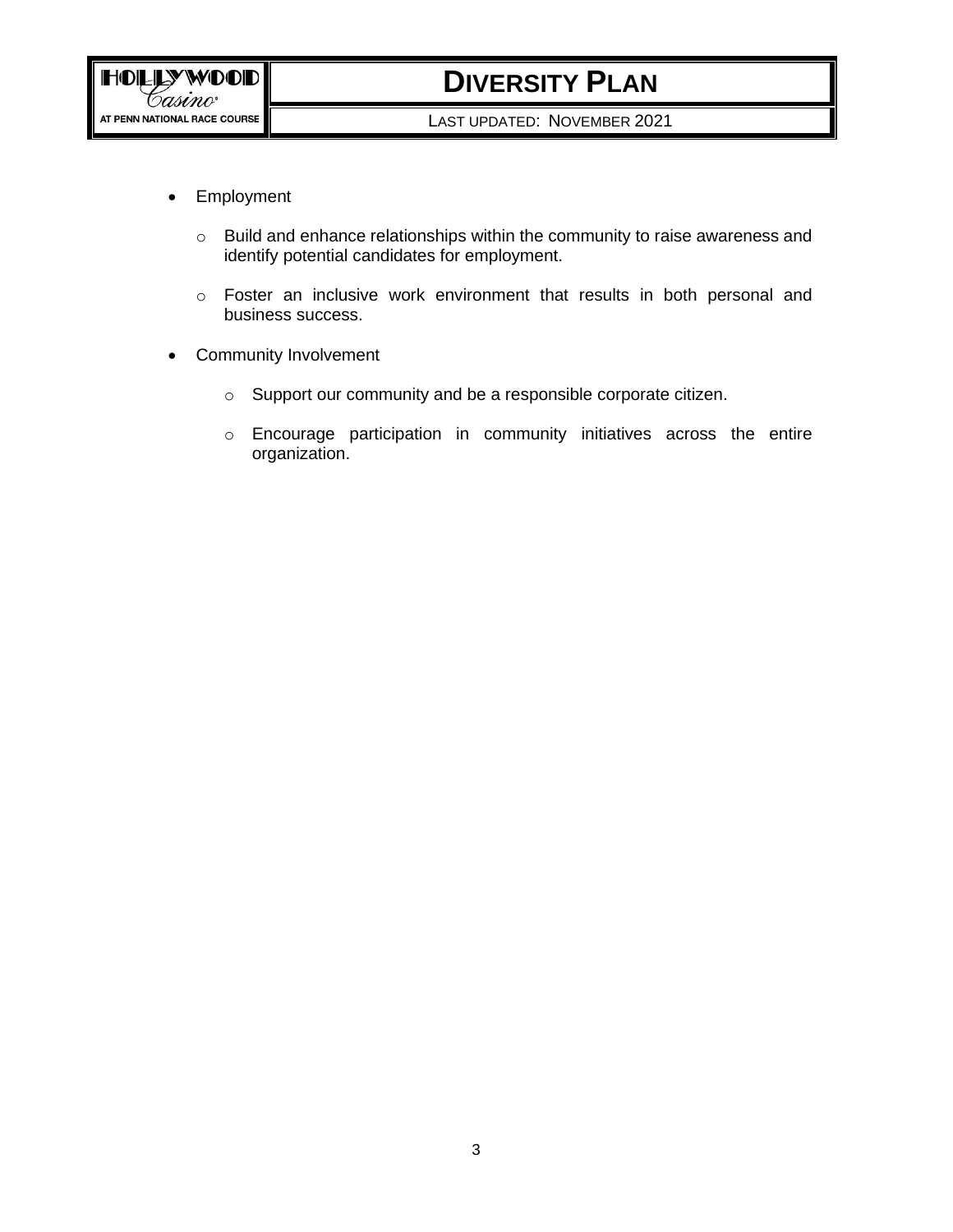- Employment
    - Build and enhance relationships within the community to raise awareness and identify potential candidates for employment.
    - Foster an inclusive work environment that results in both personal and business success.
- Community Involvement
    - Support our community and be a responsible corporate citizen.
    - Encourage participation in community initiatives across the entire organization.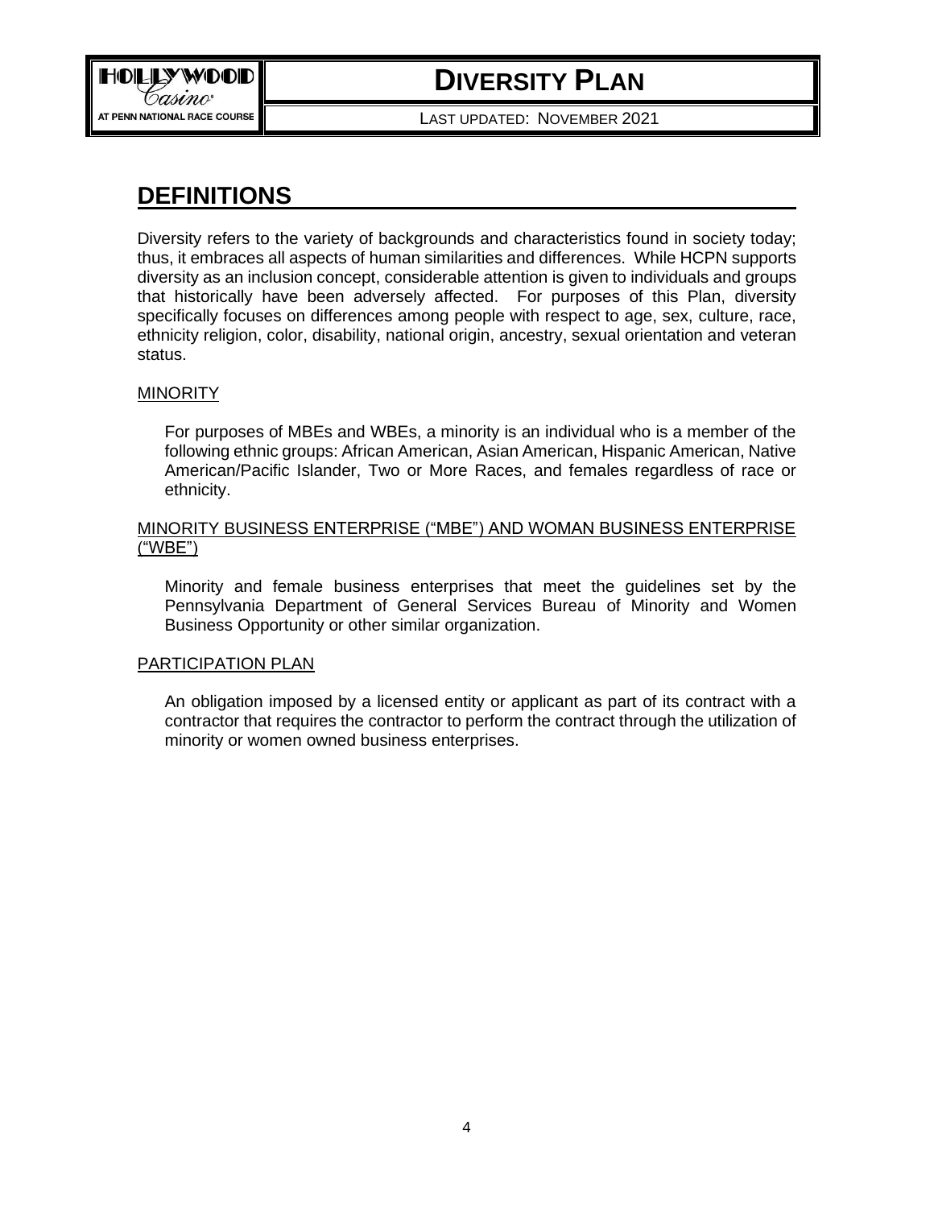## DEFINITIONS

Diversity refers to the variety of backgrounds and characteristics found in society today; thus, it embraces all aspects of human similarities and differences. While HCPN supports diversity as an inclusion concept, considerable attention is given to individuals and groups that historically have been adversely affected. For purposes of this Plan, diversity specifically focuses on differences among people with respect to age, sex, culture, race, ethnicity religion, color, disability, national origin, ancestry, sexual orientation and veteran status.

### MINORITY

For purposes of MBEs and WBEs, a minority is an individual who is a member of the following ethnic groups: African American, Asian American, Hispanic American, Native American/Pacific Islander, Two or More Races, and females regardless of race or ethnicity.

### MINORITY BUSINESS ENTERPRISE ("MBE") AND WOMAN BUSINESS ENTERPRISE ("WBE")

Minority and female business enterprises that meet the guidelines set by the Pennsylvania Department of General Services Bureau of Minority and Women Business Opportunity or other similar organization.

### PARTICIPATION PLAN

An obligation imposed by a licensed entity or applicant as part of its contract with a contractor that requires the contractor to perform the contract through the utilization of minority or women owned business enterprises.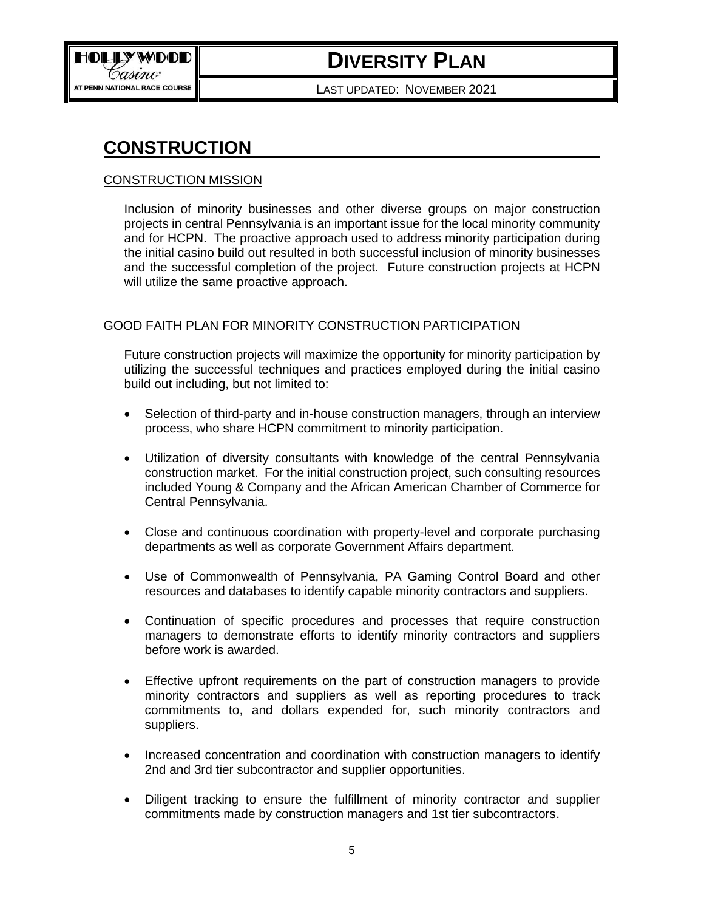# CONSTRUCTION

## CONSTRUCTION MISSION

Inclusion of minority businesses and other diverse groups on major construction projects in central Pennsylvania is an important issue for the local minority community and for HCPN. The proactive approach used to address minority participation during the initial casino build out resulted in both successful inclusion of minority businesses and the successful completion of the project. Future construction projects at HCPN will utilize the same proactive approach.

## GOOD FAITH PLAN FOR MINORITY CONSTRUCTION PARTICIPATION

Future construction projects will maximize the opportunity for minority participation by utilizing the successful techniques and practices employed during the initial casino build out including, but not limited to:

- Selection of third-party and in-house construction managers, through an interview process, who share HCPN commitment to minority participation.
- Utilization of diversity consultants with knowledge of the central Pennsylvania construction market. For the initial construction project, such consulting resources included Young & Company and the African American Chamber of Commerce for Central Pennsylvania.
- Close and continuous coordination with property-level and corporate purchasing departments as well as corporate Government Affairs department.
- Use of Commonwealth of Pennsylvania, PA Gaming Control Board and other resources and databases to identify capable minority contractors and suppliers.
- Continuation of specific procedures and processes that require construction managers to demonstrate efforts to identify minority contractors and suppliers before work is awarded.
- Effective upfront requirements on the part of construction managers to provide minority contractors and suppliers as well as reporting procedures to track commitments to, and dollars expended for, such minority contractors and suppliers.
- Increased concentration and coordination with construction managers to identify 2nd and 3rd tier subcontractor and supplier opportunities.
- Diligent tracking to ensure the fulfillment of minority contractor and supplier commitments made by construction managers and 1st tier subcontractors.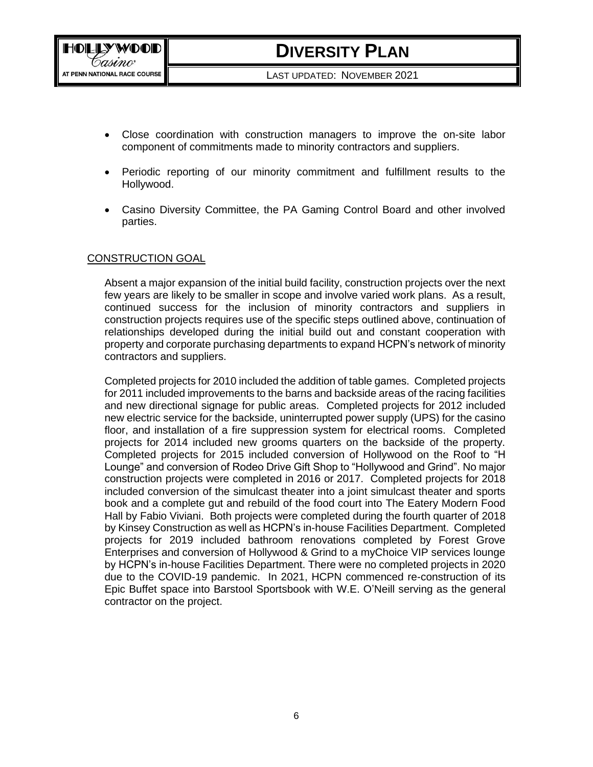- Close coordination with construction managers to improve the on-site labor component of commitments made to minority contractors and suppliers.

- Periodic reporting of our minority commitment and fulfillment results to the Hollywood.

- Casino Diversity Committee, the PA Gaming Control Board and other involved parties.

## CONSTRUCTION GOAL

Absent a major expansion of the initial build facility, construction projects over the next few years are likely to be smaller in scope and involve varied work plans. As a result, continued success for the inclusion of minority contractors and suppliers in construction projects requires use of the specific steps outlined above, continuation of relationships developed during the initial build out and constant cooperation with property and corporate purchasing departments to expand HCPN's network of minority contractors and suppliers.

Completed projects for 2010 included the addition of table games. Completed projects for 2011 included improvements to the barns and backside areas of the racing facilities and new directional signage for public areas. Completed projects for 2012 included new electric service for the backside, uninterrupted power supply (UPS) for the casino floor, and installation of a fire suppression system for electrical rooms. Completed projects for 2014 included new grooms quarters on the backside of the property. Completed projects for 2015 included conversion of Hollywood on the Roof to "H Lounge" and conversion of Rodeo Drive Gift Shop to "Hollywood and Grind". No major construction projects were completed in 2016 or 2017. Completed projects for 2018 included conversion of the simulcast theater into a joint simulcast theater and sports book and a complete gut and rebuild of the food court into The Eatery Modern Food Hall by Fabio Viviani. Both projects were completed during the fourth quarter of 2018 by Kinsey Construction as well as HCPN's in-house Facilities Department. Completed projects for 2019 included bathroom renovations completed by Forest Grove Enterprises and conversion of Hollywood & Grind to a myChoice VIP services lounge by HCPN's in-house Facilities Department. There were no completed projects in 2020 due to the COVID-19 pandemic. In 2021, HCPN commenced re-construction of its Epic Buffet space into Barstool Sportsbook with W.E. O'Neill serving as the general contractor on the project.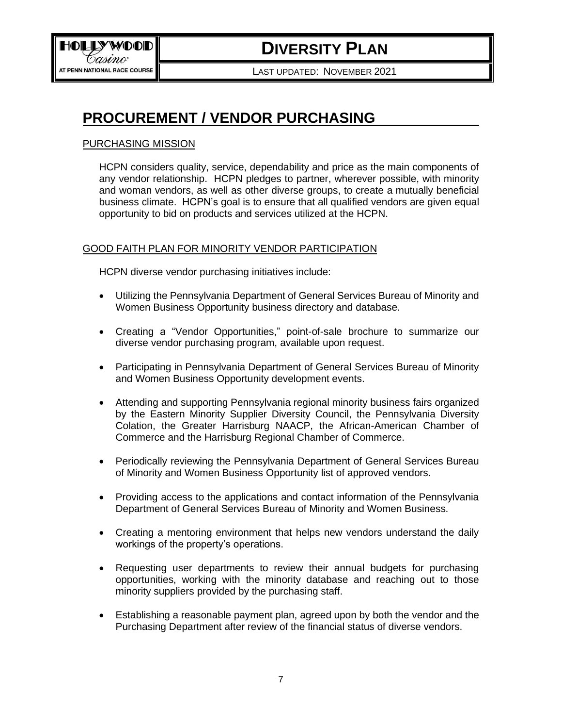# PROCUREMENT / VENDOR PURCHASING

## PURCHASING MISSION

HCPN considers quality, service, dependability and price as the main components of any vendor relationship. HCPN pledges to partner, wherever possible, with minority and woman vendors, as well as other diverse groups, to create a mutually beneficial business climate. HCPN's goal is to ensure that all qualified vendors are given equal opportunity to bid on products and services utilized at the HCPN.

## GOOD FAITH PLAN FOR MINORITY VENDOR PARTICIPATION

HCPN diverse vendor purchasing initiatives include:

- Utilizing the Pennsylvania Department of General Services Bureau of Minority and Women Business Opportunity business directory and database.
- Creating a "Vendor Opportunities," point-of-sale brochure to summarize our diverse vendor purchasing program, available upon request.
- Participating in Pennsylvania Department of General Services Bureau of Minority and Women Business Opportunity development events.
- Attending and supporting Pennsylvania regional minority business fairs organized by the Eastern Minority Supplier Diversity Council, the Pennsylvania Diversity Colation, the Greater Harrisburg NAACP, the African-American Chamber of Commerce and the Harrisburg Regional Chamber of Commerce.
- Periodically reviewing the Pennsylvania Department of General Services Bureau of Minority and Women Business Opportunity list of approved vendors.
- Providing access to the applications and contact information of the Pennsylvania Department of General Services Bureau of Minority and Women Business.
- Creating a mentoring environment that helps new vendors understand the daily workings of the property's operations.
- Requesting user departments to review their annual budgets for purchasing opportunities, working with the minority database and reaching out to those minority suppliers provided by the purchasing staff.
- Establishing a reasonable payment plan, agreed upon by both the vendor and the Purchasing Department after review of the financial status of diverse vendors.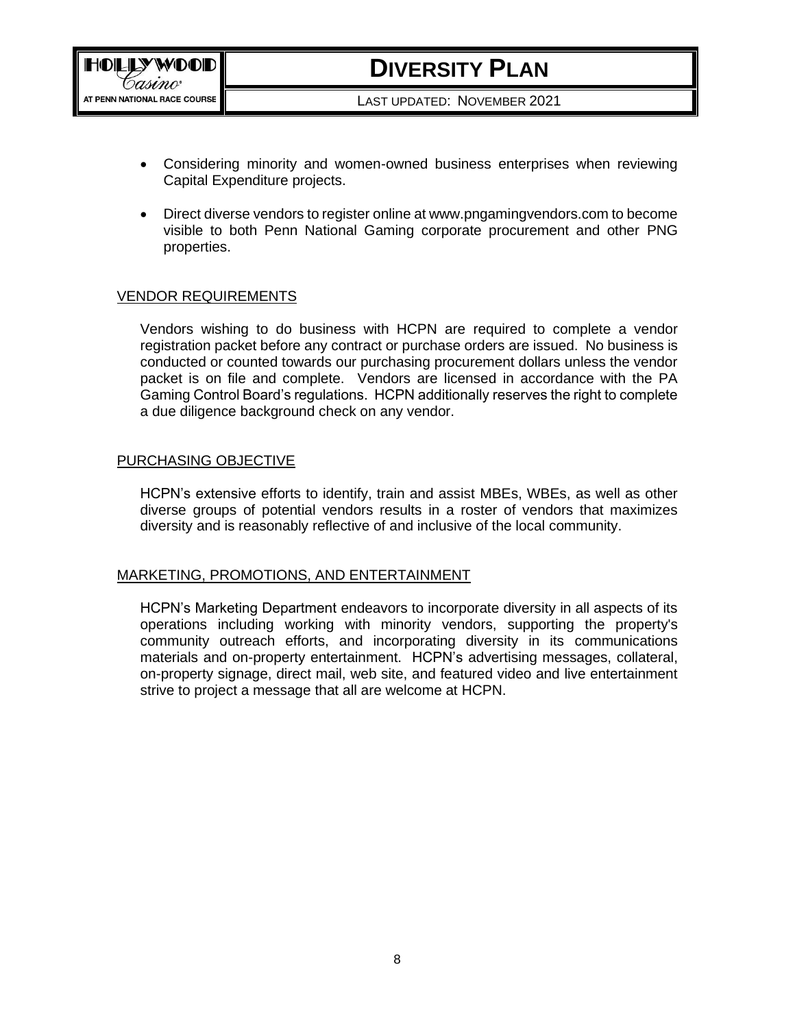- Considering minority and women-owned business enterprises when reviewing Capital Expenditure projects.
- Direct diverse vendors to register online at www.pngamingvendors.com to become visible to both Penn National Gaming corporate procurement and other PNG properties.

## VENDOR REQUIREMENTS

Vendors wishing to do business with HCPN are required to complete a vendor registration packet before any contract or purchase orders are issued. No business is conducted or counted towards our purchasing procurement dollars unless the vendor packet is on file and complete. Vendors are licensed in accordance with the PA Gaming Control Board's regulations. HCPN additionally reserves the right to complete a due diligence background check on any vendor.

## PURCHASING OBJECTIVE

HCPN's extensive efforts to identify, train and assist MBEs, WBEs, as well as other diverse groups of potential vendors results in a roster of vendors that maximizes diversity and is reasonably reflective of and inclusive of the local community.

## MARKETING, PROMOTIONS, AND ENTERTAINMENT

HCPN's Marketing Department endeavors to incorporate diversity in all aspects of its operations including working with minority vendors, supporting the property's community outreach efforts, and incorporating diversity in its communications materials and on-property entertainment. HCPN's advertising messages, collateral, on-property signage, direct mail, web site, and featured video and live entertainment strive to project a message that all are welcome at HCPN.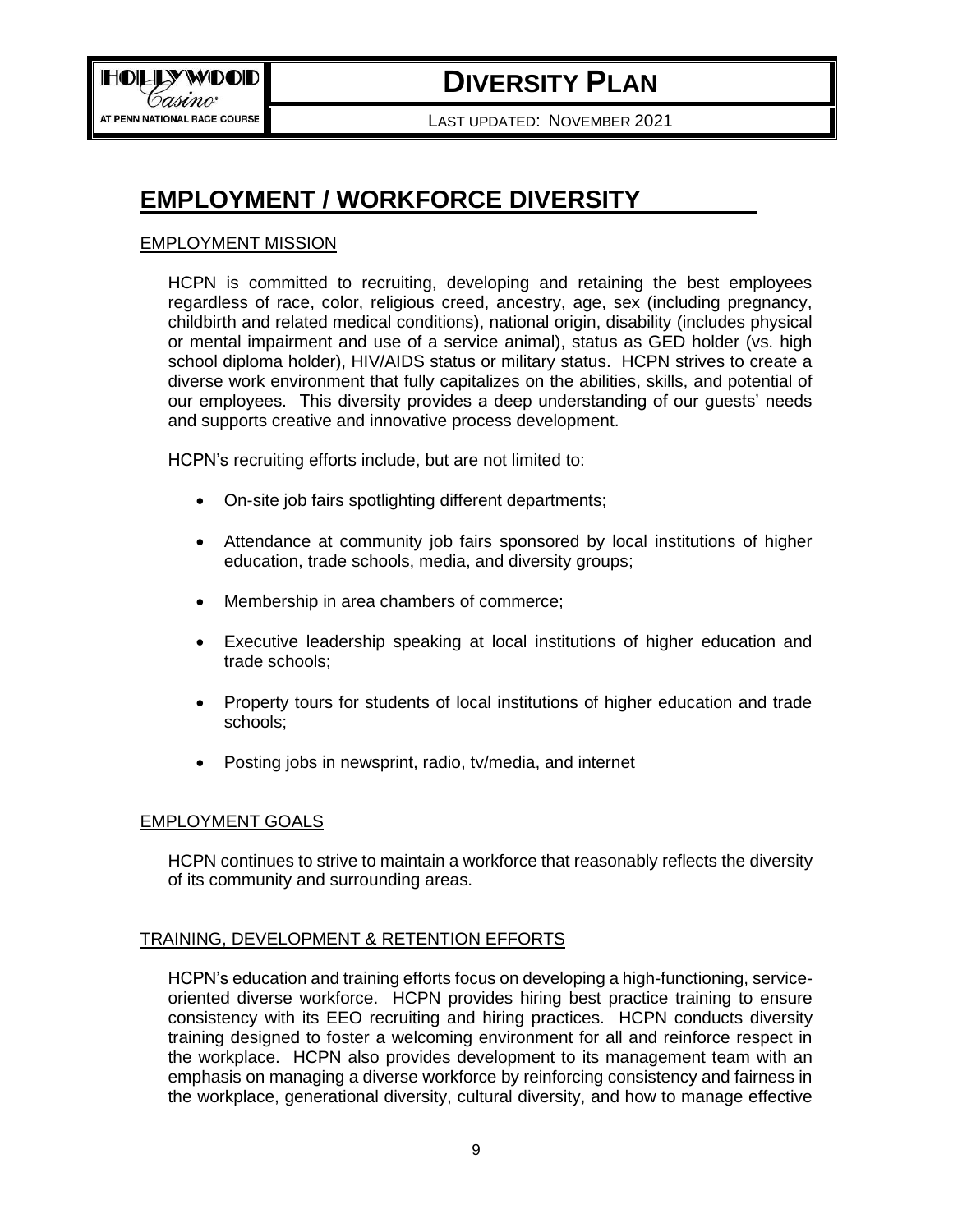# EMPLOYMENT / WORKFORCE DIVERSITY

## EMPLOYMENT MISSION

HCPN is committed to recruiting, developing and retaining the best employees regardless of race, color, religious creed, ancestry, age, sex (including pregnancy, childbirth and related medical conditions), national origin, disability (includes physical or mental impairment and use of a service animal), status as GED holder (vs. high school diploma holder), HIV/AIDS status or military status. HCPN strives to create a diverse work environment that fully capitalizes on the abilities, skills, and potential of our employees. This diversity provides a deep understanding of our guests' needs and supports creative and innovative process development.

HCPN's recruiting efforts include, but are not limited to:

- On-site job fairs spotlighting different departments;
- Attendance at community job fairs sponsored by local institutions of higher education, trade schools, media, and diversity groups;
- Membership in area chambers of commerce;
- Executive leadership speaking at local institutions of higher education and trade schools;
- Property tours for students of local institutions of higher education and trade schools;
- Posting jobs in newsprint, radio, tv/media, and internet

## EMPLOYMENT GOALS

HCPN continues to strive to maintain a workforce that reasonably reflects the diversity of its community and surrounding areas.

## TRAINING, DEVELOPMENT & RETENTION EFFORTS

HCPN's education and training efforts focus on developing a high-functioning, service-oriented diverse workforce. HCPN provides hiring best practice training to ensure consistency with its EEO recruiting and hiring practices. HCPN conducts diversity training designed to foster a welcoming environment for all and reinforce respect in the workplace. HCPN also provides development to its management team with an emphasis on managing a diverse workforce by reinforcing consistency and fairness in the workplace, generational diversity, cultural diversity, and how to manage effective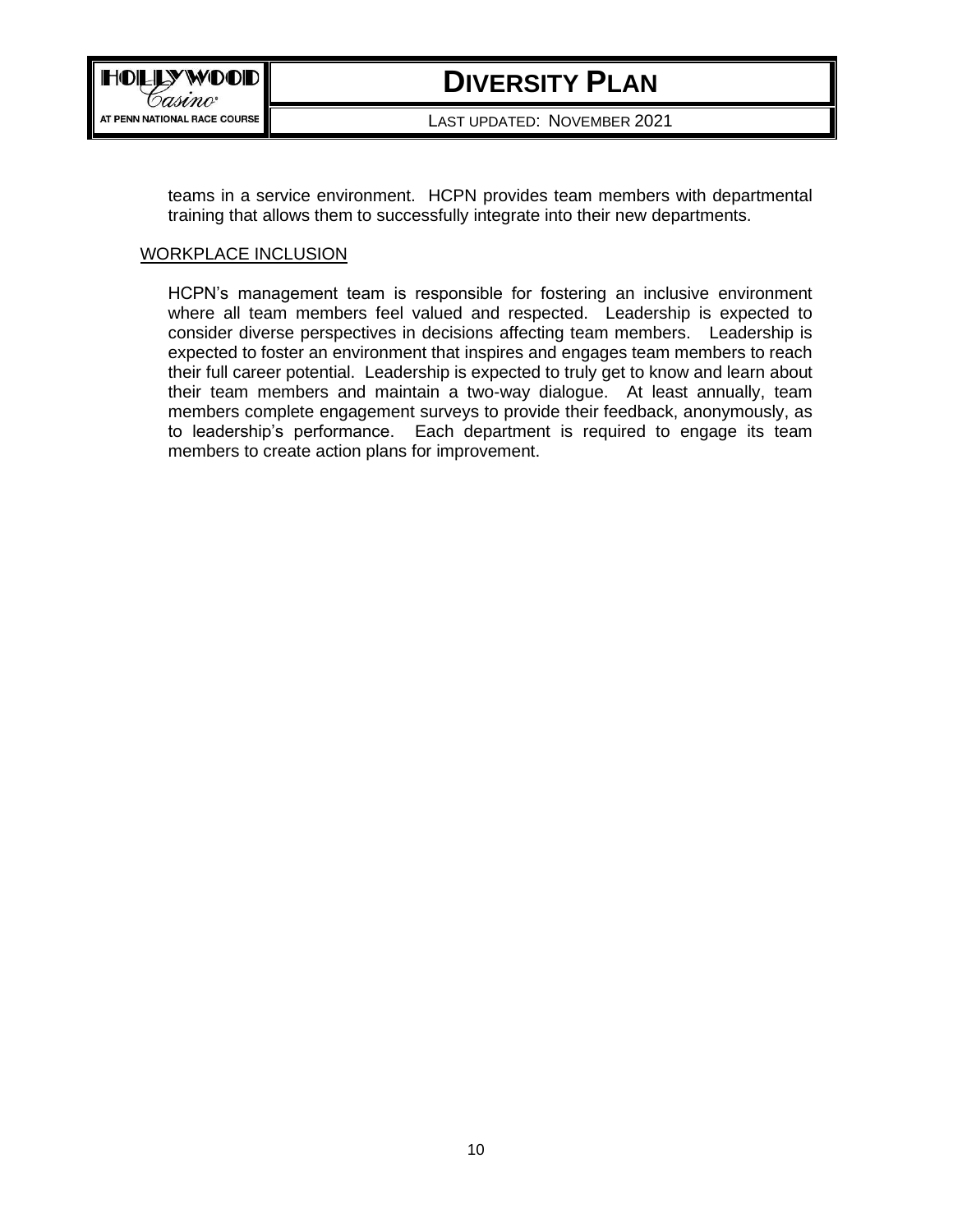teams in a service environment. HCPN provides team members with departmental training that allows them to successfully integrate into their new departments.

<u>WORKPLACE INCLUSION</u>

HCPN's management team is responsible for fostering an inclusive environment where all team members feel valued and respected. Leadership is expected to consider diverse perspectives in decisions affecting team members. Leadership is expected to foster an environment that inspires and engages team members to reach their full career potential. Leadership is expected to truly get to know and learn about their team members and maintain a two-way dialogue. At least annually, team members complete engagement surveys to provide their feedback, anonymously, as to leadership's performance. Each department is required to engage its team members to create action plans for improvement.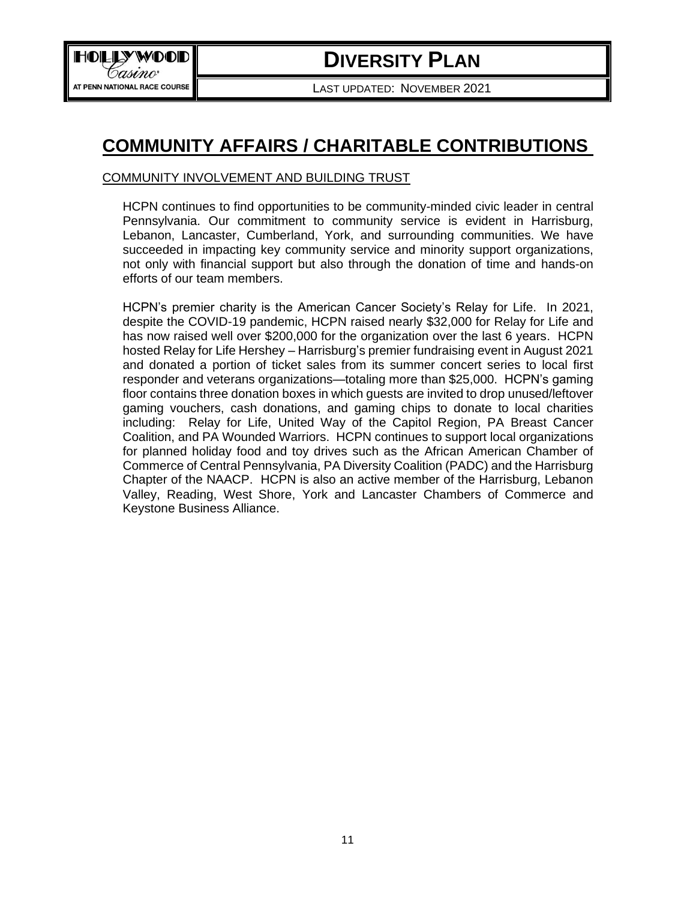# COMMUNITY AFFAIRS / CHARITABLE CONTRIBUTIONS

COMMUNITY INVOLVEMENT AND BUILDING TRUST

HCPN continues to find opportunities to be community-minded civic leader in central Pennsylvania. Our commitment to community service is evident in Harrisburg, Lebanon, Lancaster, Cumberland, York, and surrounding communities. We have succeeded in impacting key community service and minority support organizations, not only with financial support but also through the donation of time and hands-on efforts of our team members.

HCPN's premier charity is the American Cancer Society's Relay for Life. In 2021, despite the COVID-19 pandemic, HCPN raised nearly $32,000 for Relay for Life and has now raised well over $200,000 for the organization over the last 6 years. HCPN hosted Relay for Life Hershey – Harrisburg's premier fundraising event in August 2021 and donated a portion of ticket sales from its summer concert series to local first responder and veterans organizations—totaling more than $25,000. HCPN's gaming floor contains three donation boxes in which guests are invited to drop unused/leftover gaming vouchers, cash donations, and gaming chips to donate to local charities including: Relay for Life, United Way of the Capitol Region, PA Breast Cancer Coalition, and PA Wounded Warriors. HCPN continues to support local organizations for planned holiday food and toy drives such as the African American Chamber of Commerce of Central Pennsylvania, PA Diversity Coalition (PADC) and the Harrisburg Chapter of the NAACP. HCPN is also an active member of the Harrisburg, Lebanon Valley, Reading, West Shore, York and Lancaster Chambers of Commerce and Keystone Business Alliance.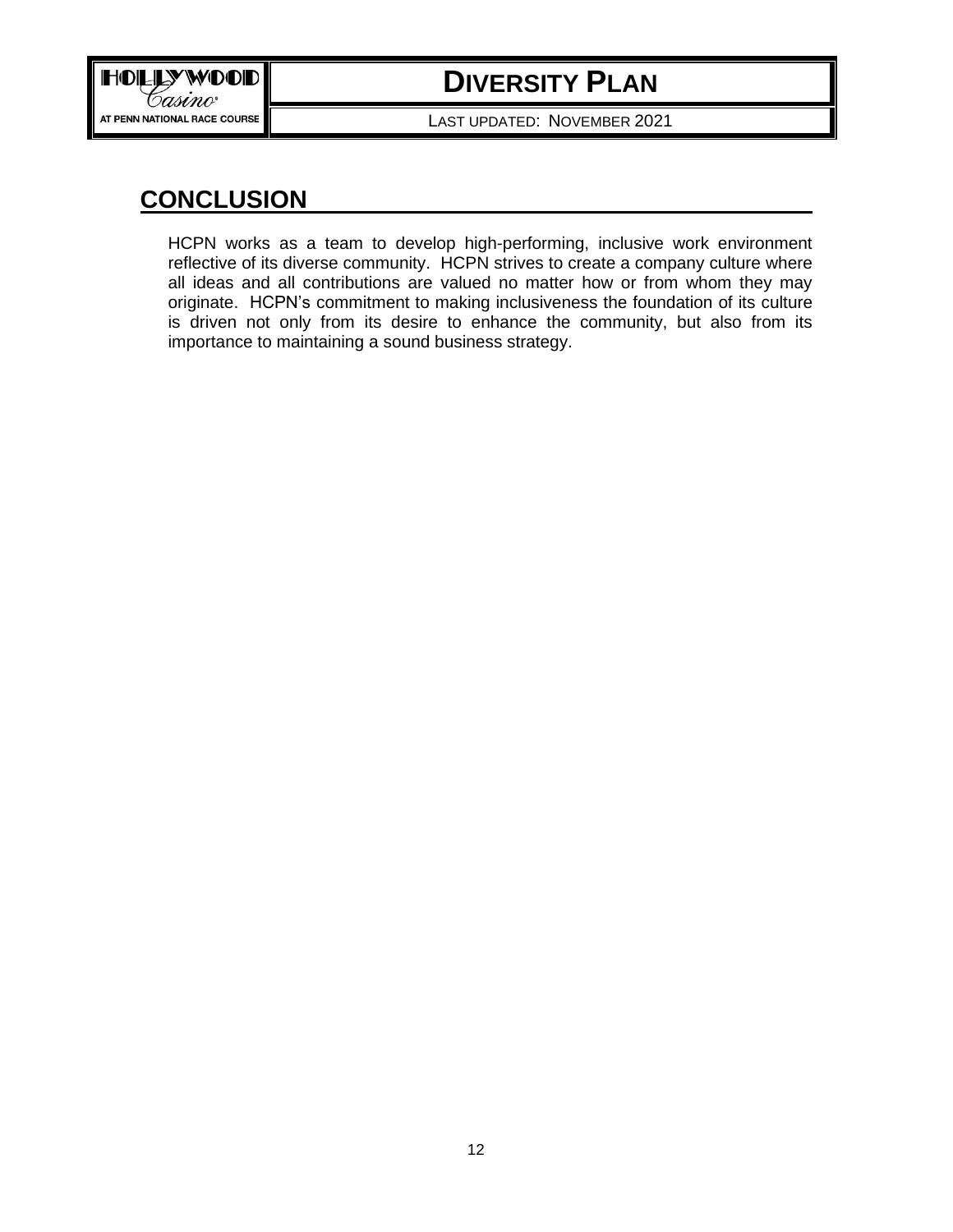## CONCLUSION

HCPN works as a team to develop high-performing, inclusive work environment reflective of its diverse community. HCPN strives to create a company culture where all ideas and all contributions are valued no matter how or from whom they may originate. HCPN's commitment to making inclusiveness the foundation of its culture is driven not only from its desire to enhance the community, but also from its importance to maintaining a sound business strategy.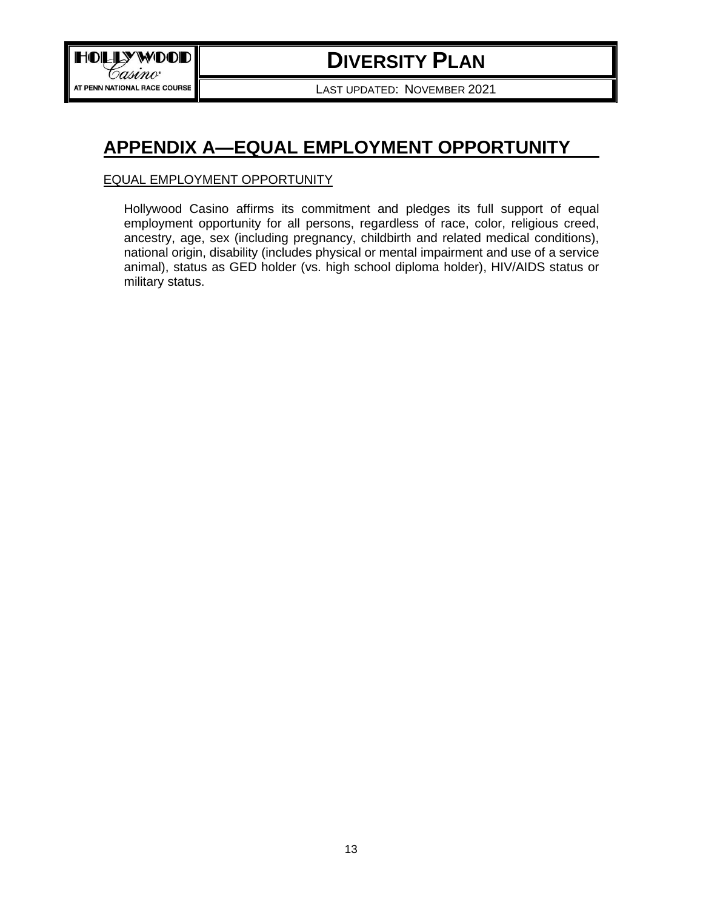# APPENDIX A—EQUAL EMPLOYMENT OPPORTUNITY

## EQUAL EMPLOYMENT OPPORTUNITY

Hollywood Casino affirms its commitment and pledges its full support of equal employment opportunity for all persons, regardless of race, color, religious creed, ancestry, age, sex (including pregnancy, childbirth and related medical conditions), national origin, disability (includes physical or mental impairment and use of a service animal), status as GED holder (vs. high school diploma holder), HIV/AIDS status or military status.